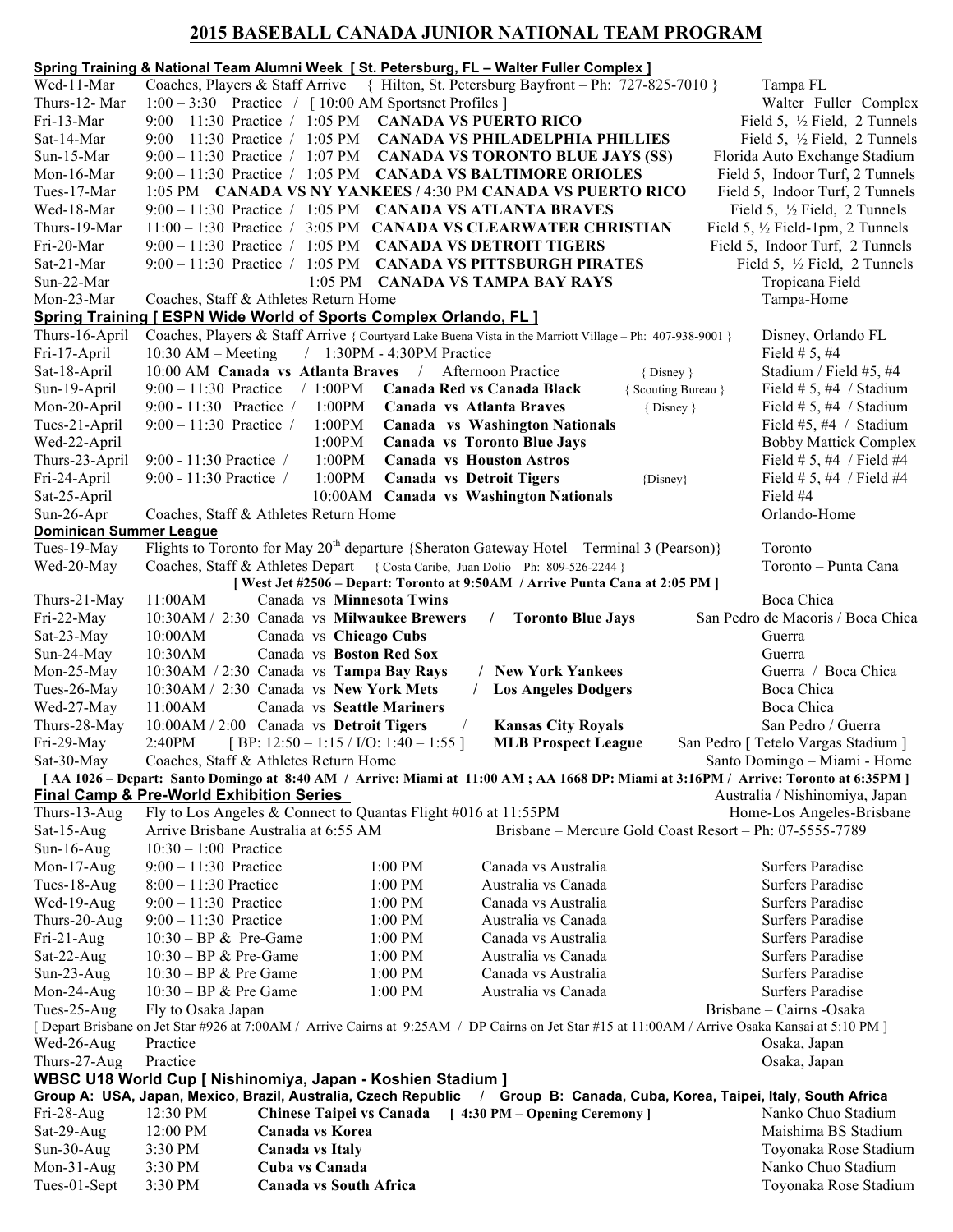# 2015 BASEBALL CANADA JUNIOR NATIONAL TEAM PROGRAM

## Spring Training & National Team Alumni Week [ St. Petersburg, FL – Walter Fuller Complex ]

| | | |
|---|---|---|
| Wed-11-Mar | Coaches, Players & Staff Arrive { Hilton, St. Petersburg Bayfront – Ph: 727-825-7010 } | Tampa FL |
| Thurs-12- Mar | 1:00 – 3:30 Practice / [ 10:00 AM Sportsnet Profiles ] | Walter Fuller Complex |
| Fri-13-Mar | 9:00 – 11:30 Practice / 1:05 PM **CANADA VS PUERTO RICO** | Field 5, ½ Field, 2 Tunnels |
| Sat-14-Mar | 9:00 – 11:30 Practice / 1:05 PM **CANADA VS PHILADELPHIA PHILLIES** | Field 5, ½ Field, 2 Tunnels |
| Sun-15-Mar | 9:00 – 11:30 Practice / 1:07 PM **CANADA VS TORONTO BLUE JAYS (SS)** | Florida Auto Exchange Stadium |
| Mon-16-Mar | 9:00 – 11:30 Practice / 1:05 PM **CANADA VS BALTIMORE ORIOLES** | Field 5, Indoor Turf, 2 Tunnels |
| Tues-17-Mar | 1:05 PM **CANADA VS NY YANKEES /** 4:30 PM **CANADA VS PUERTO RICO** | Field 5, Indoor Turf, 2 Tunnels |
| Wed-18-Mar | 9:00 – 11:30 Practice / 1:05 PM **CANADA VS ATLANTA BRAVES** | Field 5, ½ Field, 2 Tunnels |
| Thurs-19-Mar | 11:00 – 1:30 Practice / 3:05 PM **CANADA VS CLEARWATER CHRISTIAN** | Field 5, ½ Field-1pm, 2 Tunnels |
| Fri-20-Mar | 9:00 – 11:30 Practice / 1:05 PM **CANADA VS DETROIT TIGERS** | Field 5, Indoor Turf, 2 Tunnels |
| Sat-21-Mar | 9:00 – 11:30 Practice / 1:05 PM **CANADA VS PITTSBURGH PIRATES** | Field 5, ½ Field, 2 Tunnels |
| Sun-22-Mar | 1:05 PM **CANADA VS TAMPA BAY RAYS** | Tropicana Field |
| Mon-23-Mar | Coaches, Staff & Athletes Return Home | Tampa-Home |

## Spring Training [ ESPN Wide World of Sports Complex Orlando, FL ]

| | | |
|---|---|---|
| Thurs-16-April | Coaches, Players & Staff Arrive { Courtyard Lake Buena Vista in the Marriott Village – Ph: 407-938-9001 } | Disney, Orlando FL |
| Fri-17-April | 10:30 AM – Meeting / 1:30PM - 4:30PM Practice | Field # 5, #4 |
| Sat-18-April | 10:00 AM **Canada vs Atlanta Braves** / Afternoon Practice { Disney } | Stadium / Field #5, #4 |
| Sun-19-April | 9:00 – 11:30 Practice / 1:00PM **Canada Red vs Canada Black** { Scouting Bureau } | Field # 5, #4 / Stadium |
| Mon-20-April | 9:00 - 11:30 Practice / 1:00PM **Canada vs Atlanta Braves** { Disney } | Field # 5, #4 / Stadium |
| Tues-21-April | 9:00 – 11:30 Practice / 1:00PM **Canada vs Washington Nationals** | Field #5, #4 / Stadium |
| Wed-22-April | 1:00PM **Canada vs Toronto Blue Jays** | Bobby Mattick Complex |
| Thurs-23-April | 9:00 - 11:30 Practice / 1:00PM **Canada vs Houston Astros** | Field # 5, #4 / Field #4 |
| Fri-24-April | 9:00 - 11:30 Practice / 1:00PM **Canada vs Detroit Tigers** {Disney} | Field # 5, #4 / Field #4 |
| Sat-25-April | 10:00AM **Canada vs Washington Nationals** | Field #4 |
| Sun-26-Apr | Coaches, Staff & Athletes Return Home | Orlando-Home |

## Dominican Summer League

| | | |
|---|---|---|
| Tues-19-May | Flights to Toronto for May 20th departure {Sheraton Gateway Hotel – Terminal 3 (Pearson)} | Toronto |
| Wed-20-May | Coaches, Staff & Athletes Depart { Costa Caribe, Juan Dolio – Ph: 809-526-2244 } **[ West Jet #2506 – Depart: Toronto at 9:50AM / Arrive Punta Cana at 2:05 PM ]** | Toronto – Punta Cana |
| Thurs-21-May | 11:00AM Canada vs **Minnesota Twins** | Boca Chica |
| Fri-22-May | 10:30AM / 2:30 Canada vs **Milwaukee Brewers / Toronto Blue Jays** | San Pedro de Macoris / Boca Chica |
| Sat-23-May | 10:00AM Canada vs **Chicago Cubs** | Guerra |
| Sun-24-May | 10:30AM Canada vs **Boston Red Sox** | Guerra |
| Mon-25-May | 10:30AM / 2:30 Canada vs **Tampa Bay Rays / New York Yankees** | Guerra / Boca Chica |
| Tues-26-May | 10:30AM / 2:30 Canada vs **New York Mets / Los Angeles Dodgers** | Boca Chica |
| Wed-27-May | 11:00AM Canada vs **Seattle Mariners** | Boca Chica |
| Thurs-28-May | 10:00AM / 2:00 Canada vs **Detroit Tigers** / **Kansas City Royals** | San Pedro / Guerra |
| Fri-29-May | 2:40PM [ BP: 12:50 – 1:15 / I/O: 1:40 – 1:55 ] **MLB Prospect League** | San Pedro [ Tetelo Vargas Stadium ] |
| Sat-30-May | Coaches, Staff & Athletes Return Home | Santo Domingo – Miami - Home |

**[ AA 1026 – Depart: Santo Domingo at 8:40 AM / Arrive: Miami at 11:00 AM ; AA 1668 DP: Miami at 3:16PM / Arrive: Toronto at 6:35PM ]**

## Final Camp & Pre-World Exhibition Series

Australia / Nishinomiya, Japan

| | | | | |
|---|---|---|---|---|
| Thurs-13-Aug | Fly to Los Angeles & Connect to Quantas Flight #016 at 11:55PM | | | Home-Los Angeles-Brisbane |
| Sat-15-Aug | Arrive Brisbane Australia at 6:55 AM | | Brisbane – Mercure Gold Coast Resort – Ph: 07-5555-7789 | |
| Sun-16-Aug | 10:30 – 1:00 Practice | | | |
| Mon-17-Aug | 9:00 – 11:30 Practice | 1:00 PM | Canada vs Australia | Surfers Paradise |
| Tues-18-Aug | 8:00 – 11:30 Practice | 1:00 PM | Australia vs Canada | Surfers Paradise |
| Wed-19-Aug | 9:00 – 11:30 Practice | 1:00 PM | Canada vs Australia | Surfers Paradise |
| Thurs-20-Aug | 9:00 – 11:30 Practice | 1:00 PM | Australia vs Canada | Surfers Paradise |
| Fri-21-Aug | 10:30 – BP & Pre-Game | 1:00 PM | Canada vs Australia | Surfers Paradise |
| Sat-22-Aug | 10:30 – BP & Pre-Game | 1:00 PM | Australia vs Canada | Surfers Paradise |
| Sun-23-Aug | 10:30 – BP & Pre Game | 1:00 PM | Canada vs Australia | Surfers Paradise |
| Mon-24-Aug | 10:30 – BP & Pre Game | 1:00 PM | Australia vs Canada | Surfers Paradise |
| Tues-25-Aug | Fly to Osaka Japan | | | Brisbane – Cairns -Osaka |

[ Depart Brisbane on Jet Star #926 at 7:00AM / Arrive Cairns at 9:25AM / DP Cairns on Jet Star #15 at 11:00AM / Arrive Osaka Kansai at 5:10 PM ]

| | | |
|---|---|---|
| Wed-26-Aug | Practice | Osaka, Japan |
| Thurs-27-Aug | Practice | Osaka, Japan |

## WBSC U18 World Cup [ Nishinomiya, Japan - Koshien Stadium ]

**Group A: USA, Japan, Mexico, Brazil, Australia, Czech Republic / Group B: Canada, Cuba, Korea, Taipei, Italy, South Africa**

| | | | |
|---|---|---|---|
| Fri-28-Aug | 12:30 PM | **Chinese Taipei vs Canada [ 4:30 PM – Opening Ceremony ]** | Nanko Chuo Stadium |
| Sat-29-Aug | 12:00 PM | **Canada vs Korea** | Maishima BS Stadium |
| Sun-30-Aug | 3:30 PM | **Canada vs Italy** | Toyonaka Rose Stadium |
| Mon-31-Aug | 3:30 PM | **Cuba vs Canada** | Nanko Chuo Stadium |
| Tues-01-Sept | 3:30 PM | **Canada vs South Africa** | Toyonaka Rose Stadium |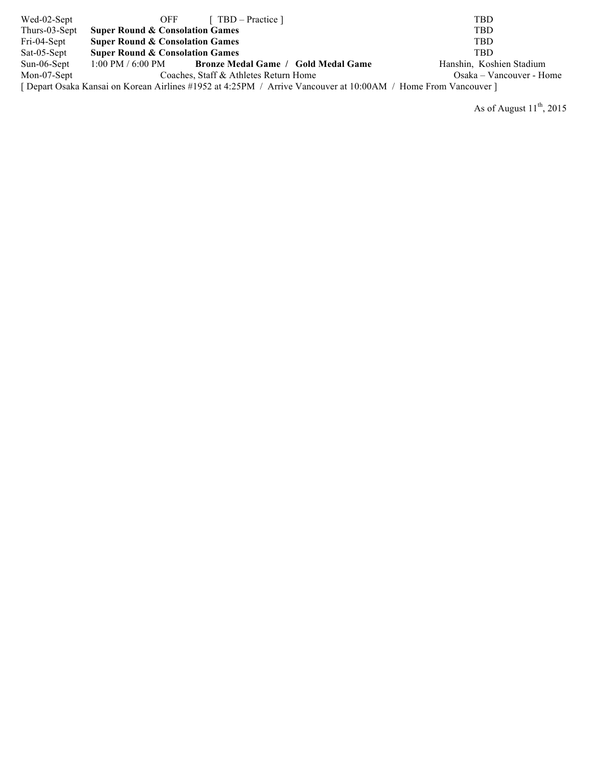| | | | |
|---|---|---|---|
| Wed-02-Sept | OFF | [ TBD – Practice ] | TBD |
| Thurs-03-Sept | **Super Round & Consolation Games** | | TBD |
| Fri-04-Sept | **Super Round & Consolation Games** | | TBD |
| Sat-05-Sept | **Super Round & Consolation Games** | | TBD |
| Sun-06-Sept | 1:00 PM / 6:00 PM | **Bronze Medal Game / Gold Medal Game** | Hanshin, Koshien Stadium |
| Mon-07-Sept | | Coaches, Staff & Athletes Return Home | Osaka – Vancouver - Home |

[ Depart Osaka Kansai on Korean Airlines #1952 at 4:25PM / Arrive Vancouver at 10:00AM / Home From Vancouver ]

As of August 11th, 2015